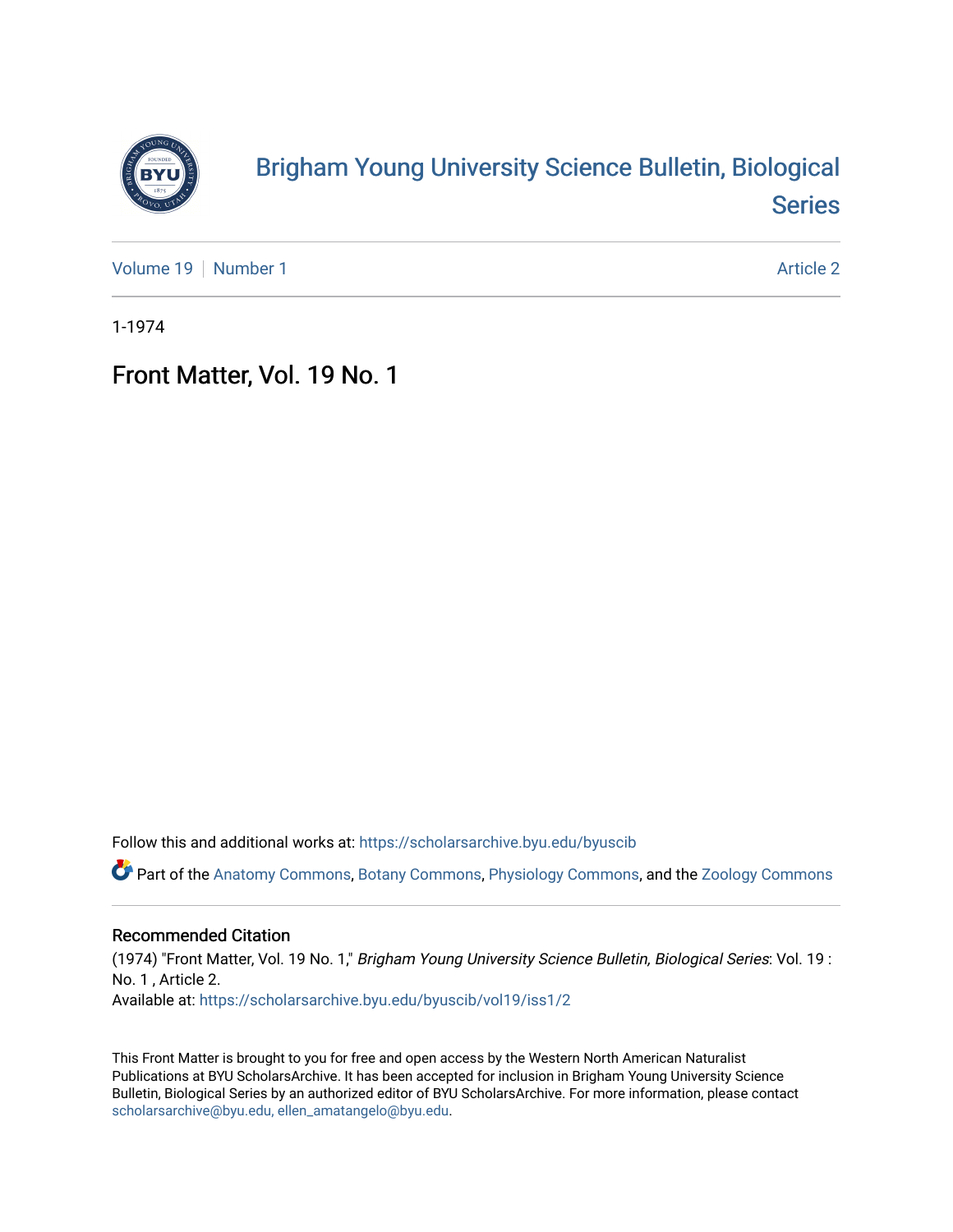# Brigham Young University Science Bulletin, Biological Series

Volume 19 | Number 1 — Article 2

1-1974

## Front Matter, Vol. 19 No. 1

Follow this and additional works at: https://scholarsarchive.byu.edu/byuscib

Part of the Anatomy Commons, Botany Commons, Physiology Commons, and the Zoology Commons

### Recommended Citation

(1974) "Front Matter, Vol. 19 No. 1," *Brigham Young University Science Bulletin, Biological Series*: Vol. 19 : No. 1 , Article 2.
Available at: https://scholarsarchive.byu.edu/byuscib/vol19/iss1/2

This Front Matter is brought to you for free and open access by the Western North American Naturalist Publications at BYU ScholarsArchive. It has been accepted for inclusion in Brigham Young University Science Bulletin, Biological Series by an authorized editor of BYU ScholarsArchive. For more information, please contact scholarsarchive@byu.edu, ellen_amatangelo@byu.edu.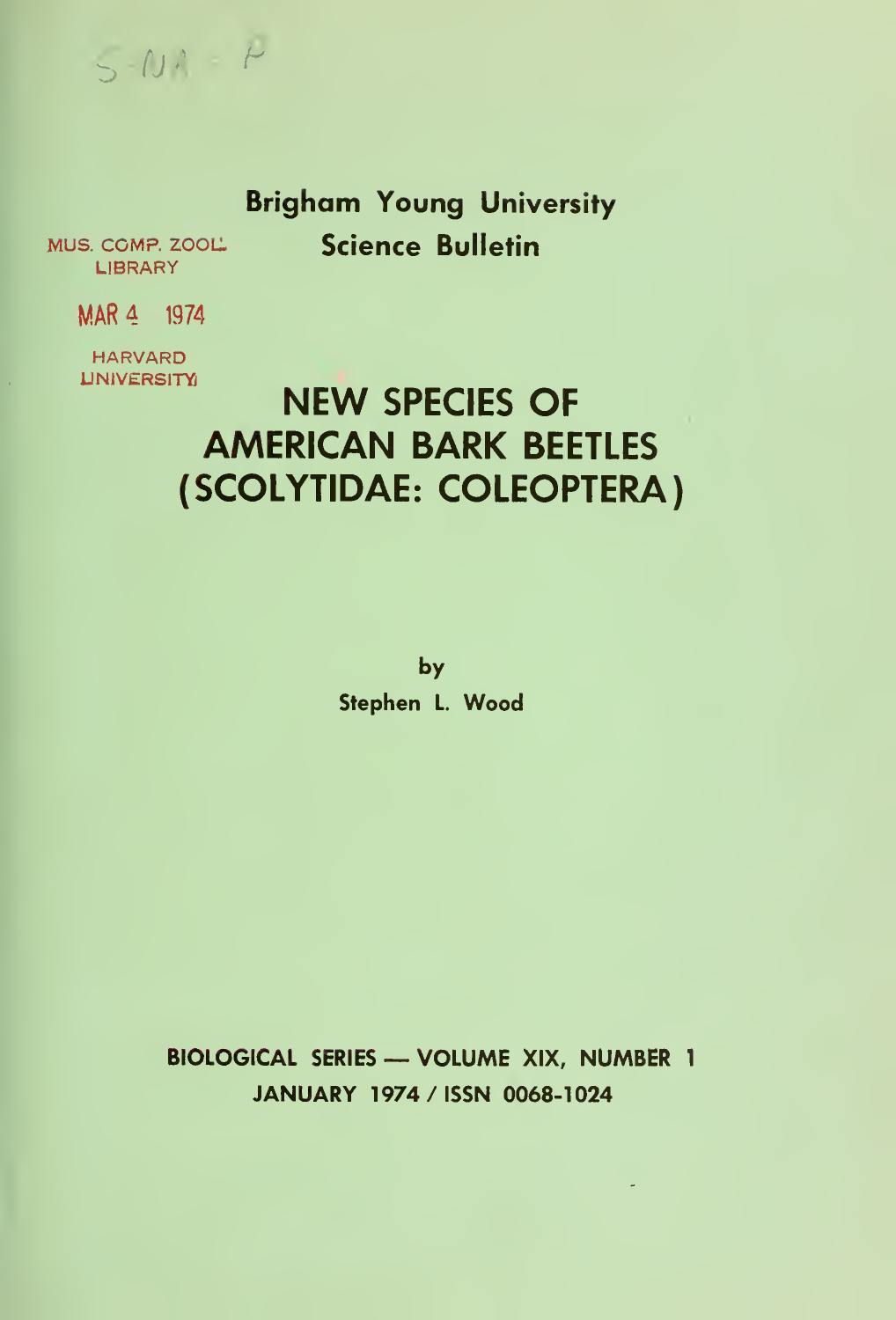S-NA-P

MUS. COMP. ZOOL. LIBRARY

MAR 4 1974

HARVARD UNIVERSITY

**Brigham Young University Science Bulletin**

# NEW SPECIES OF AMERICAN BARK BEETLES (SCOLYTIDAE: COLEOPTERA)

by

**Stephen L. Wood**

**BIOLOGICAL SERIES — VOLUME XIX, NUMBER 1**

**JANUARY 1974 / ISSN 0068-1024**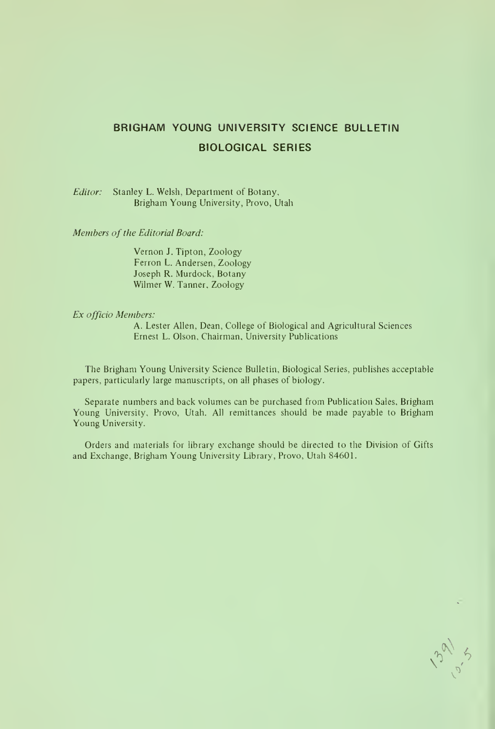## BRIGHAM YOUNG UNIVERSITY SCIENCE BULLETIN

### BIOLOGICAL SERIES

*Editor:* Stanley L. Welsh, Department of Botany, Brigham Young University, Provo, Utah

*Members of the Editorial Board:*

Vernon J. Tipton, Zoology
Ferron L. Andersen, Zoology
Joseph R. Murdock, Botany
Wilmer W. Tanner, Zoology

*Ex officio Members:*

A. Lester Allen, Dean, College of Biological and Agricultural Sciences
Ernest L. Olson, Chairman, University Publications

The Brigham Young University Science Bulletin, Biological Series, publishes acceptable papers, particularly large manuscripts, on all phases of biology.

Separate numbers and back volumes can be purchased from Publication Sales, Brigham Young University, Provo, Utah. All remittances should be made payable to Brigham Young University.

Orders and materials for library exchange should be directed to the Division of Gifts and Exchange, Brigham Young University Library, Provo, Utah 84601.